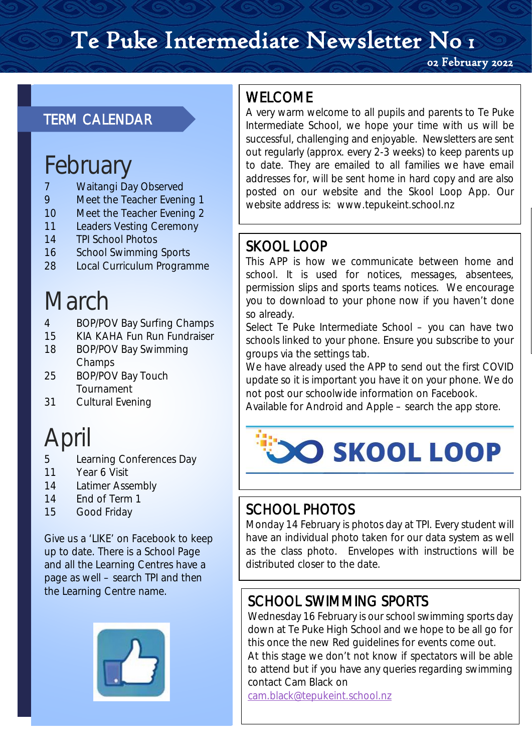# Te Puke Intermediate Newsletter No 1

02 February 2022

## TERM CALENDAR

### February

| | |
|---|---|
| 7 | Waitangi Day Observed |
| 9 | Meet the Teacher Evening 1 |
| 10 | Meet the Teacher Evening 2 |
| 11 | Leaders Vesting Ceremony |
| 14 | TPI School Photos |
| 16 | School Swimming Sports |
| 28 | Local Curriculum Programme |

### March

| | |
|---|---|
| 4 | BOP/POV Bay Surfing Champs |
| 15 | KIA KAHA Fun Run Fundraiser |
| 18 | BOP/POV Bay Swimming Champs |
| 25 | BOP/POV Bay Touch Tournament |
| 31 | Cultural Evening |

### April

| | |
|---|---|
| 5 | Learning Conferences Day |
| 11 | Year 6 Visit |
| 14 | Latimer Assembly |
| 14 | End of Term 1 |
| 15 | Good Friday |

Give us a 'LIKE' on Facebook to keep up to date. There is a School Page and all the Learning Centres have a page as well – search TPI and then the Learning Centre name.

## WELCOME

A very warm welcome to all pupils and parents to Te Puke Intermediate School, we hope your time with us will be successful, challenging and enjoyable. Newsletters are sent out regularly (approx. every 2-3 weeks) to keep parents up to date. They are emailed to all families we have email addresses for, will be sent home in hard copy and are also posted on our website and the Skool Loop App. Our website address is: www.tepukeint.school.nz

## SKOOL LOOP

This APP is how we communicate between home and school. It is used for notices, messages, absentees, permission slips and sports teams notices. We encourage you to download to your phone now if you haven't done so already.

Select Te Puke Intermediate School – you can have two schools linked to your phone. Ensure you subscribe to your groups via the settings tab.

We have already used the APP to send out the first COVID update so it is important you have it on your phone. We do not post our schoolwide information on Facebook.

Available for Android and Apple – search the app store.

SKOOL LOOP

## SCHOOL PHOTOS

Monday 14 February is photos day at TPI. Every student will have an individual photo taken for our data system as well as the class photo. Envelopes with instructions will be distributed closer to the date.

## SCHOOL SWIMMING SPORTS

Wednesday 16 February is our school swimming sports day down at Te Puke High School and we hope to be all go for this once the new Red guidelines for events come out.

At this stage we don't not know if spectators will be able to attend but if you have any queries regarding swimming contact Cam Black on cam.black@tepukeint.school.nz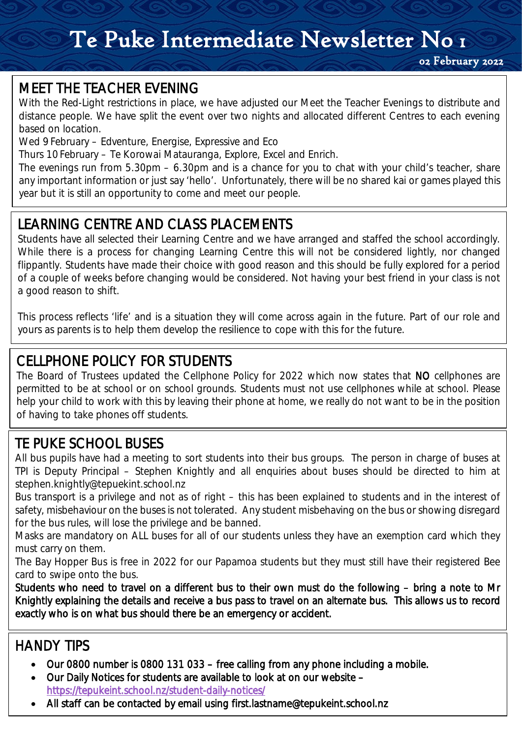# Te Puke Intermediate Newsletter No 1

02 February 2022

## MEET THE TEACHER EVENING

With the Red-Light restrictions in place, we have adjusted our Meet the Teacher Evenings to distribute and distance people. We have split the event over two nights and allocated different Centres to each evening based on location.

Wed 9 February – Edventure, Energise, Expressive and Eco

Thurs 10 February – Te Korowai Matauranga, Explore, Excel and Enrich.

The evenings run from 5.30pm – 6.30pm and is a chance for you to chat with your child's teacher, share any important information or just say 'hello'. Unfortunately, there will be no shared kai or games played this year but it is still an opportunity to come and meet our people.

## LEARNING CENTRE AND CLASS PLACEMENTS

Students have all selected their Learning Centre and we have arranged and staffed the school accordingly. While there is a process for changing Learning Centre this will not be considered lightly, nor changed flippantly. Students have made their choice with good reason and this should be fully explored for a period of a couple of weeks before changing would be considered. Not having your best friend in your class is not a good reason to shift.

This process reflects 'life' and is a situation they will come across again in the future. Part of our role and yours as parents is to help them develop the resilience to cope with this for the future.

## CELLPHONE POLICY FOR STUDENTS

The Board of Trustees updated the Cellphone Policy for 2022 which now states that **NO** cellphones are permitted to be at school or on school grounds. Students must not use cellphones while at school. Please help your child to work with this by leaving their phone at home, we really do not want to be in the position of having to take phones off students.

## TE PUKE SCHOOL BUSES

All bus pupils have had a meeting to sort students into their bus groups. The person in charge of buses at TPI is Deputy Principal – Stephen Knightly and all enquiries about buses should be directed to him at stephen.knightly@tepukeint.school.nz

Bus transport is a privilege and not as of right – this has been explained to students and in the interest of safety, misbehaviour on the buses is not tolerated. Any student misbehaving on the bus or showing disregard for the bus rules, will lose the privilege and be banned.

Masks are mandatory on ALL buses for all of our students unless they have an exemption card which they must carry on them.

The Bay Hopper Bus is free in 2022 for our Papamoa students but they must still have their registered Bee card to swipe onto the bus.

**Students who need to travel on a different bus to their own must do the following – bring a note to Mr Knightly explaining the details and receive a bus pass to travel on an alternate bus. This allows us to record exactly who is on what bus should there be an emergency or accident.**

## HANDY TIPS

- **Our 0800 number is 0800 131 033 – free calling from any phone including a mobile.**
- **Our Daily Notices for students are available to look at on our website –** https://tepukeint.school.nz/student-daily-notices/
- **All staff can be contacted by email using first.lastname@tepukeint.school.nz**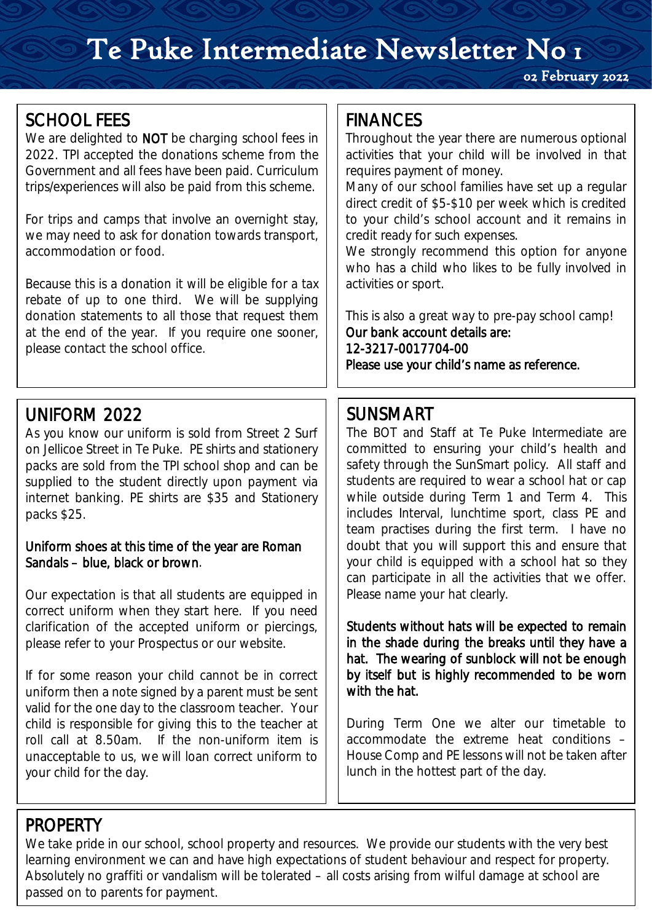# Te Puke Intermediate Newsletter No 1

02 February 2022

## SCHOOL FEES

We are delighted to **NOT** be charging school fees in 2022. TPI accepted the donations scheme from the Government and all fees have been paid. Curriculum trips/experiences will also be paid from this scheme.

For trips and camps that involve an overnight stay, we may need to ask for donation towards transport, accommodation or food.

Because this is a donation it will be eligible for a tax rebate of up to one third. We will be supplying donation statements to all those that request them at the end of the year. If you require one sooner, please contact the school office.

## FINANCES

Throughout the year there are numerous optional activities that your child will be involved in that requires payment of money.

Many of our school families have set up a regular direct credit of $5-$10 per week which is credited to your child's school account and it remains in credit ready for such expenses.

We strongly recommend this option for anyone who has a child who likes to be fully involved in activities or sport.

This is also a great way to pre-pay school camp!

**Our bank account details are:**
**12-3217-0017704-00**
**Please use your child's name as reference.**

## UNIFORM 2022

As you know our uniform is sold from Street 2 Surf on Jellicoe Street in Te Puke. PE shirts and stationery packs are sold from the TPI school shop and can be supplied to the student directly upon payment via internet banking. PE shirts are $35 and Stationery packs $25.

**Uniform shoes at this time of the year are Roman Sandals – blue, black or brown**.

Our expectation is that all students are equipped in correct uniform when they start here. If you need clarification of the accepted uniform or piercings, please refer to your Prospectus or our website.

If for some reason your child cannot be in correct uniform then a note signed by a parent must be sent valid for the one day to the classroom teacher. Your child is responsible for giving this to the teacher at roll call at 8.50am. If the non-uniform item is unacceptable to us, we will loan correct uniform to your child for the day.

## SUNSMART

The BOT and Staff at Te Puke Intermediate are committed to ensuring your child's health and safety through the SunSmart policy. All staff and students are required to wear a school hat or cap while outside during Term 1 and Term 4. This includes Interval, lunchtime sport, class PE and team practises during the first term. I have no doubt that you will support this and ensure that your child is equipped with a school hat so they can participate in all the activities that we offer. Please name your hat clearly.

**Students without hats will be expected to remain in the shade during the breaks until they have a hat. The wearing of sunblock will not be enough by itself but is highly recommended to be worn with the hat.**

During Term One we alter our timetable to accommodate the extreme heat conditions – House Comp and PE lessons will not be taken after lunch in the hottest part of the day.

## PROPERTY

We take pride in our school, school property and resources. We provide our students with the very best learning environment we can and have high expectations of student behaviour and respect for property. Absolutely no graffiti or vandalism will be tolerated – all costs arising from wilful damage at school are passed on to parents for payment.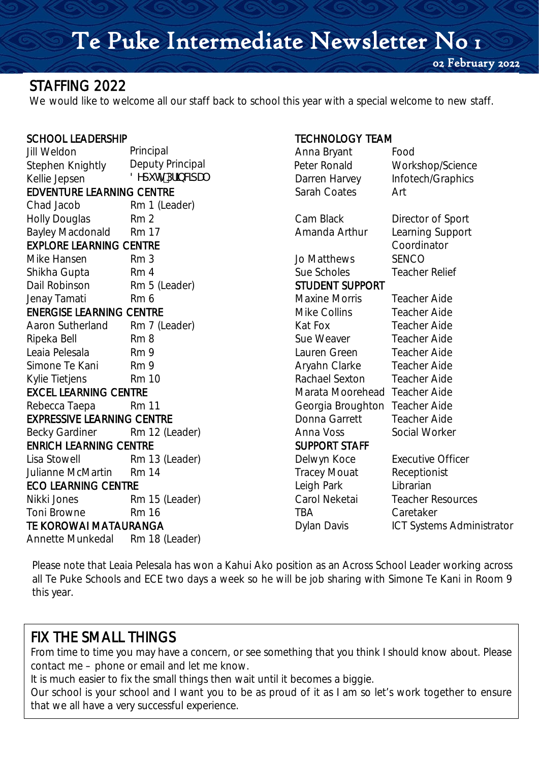# Te Puke Intermediate Newsletter No 1

02 February 2022

## STAFFING 2022

We would like to welcome all our staff back to school this year with a special welcome to new staff.

| | |
|---|---|
| **SCHOOL LEADERSHIP** | |
| Jill Weldon | Principal |
| Stephen Knightly | Deputy Principal |
| Kellie Jepsen | Deputy Principal |
| **EDVENTURE LEARNING CENTRE** | |
| Chad Jacob | Rm 1 (Leader) |
| Holly Douglas | Rm 2 |
| Bayley Macdonald | Rm 17 |
| **EXPLORE LEARNING CENTRE** | |
| Mike Hansen | Rm 3 |
| Shikha Gupta | Rm 4 |
| Dail Robinson | Rm 5 (Leader) |
| Jenay Tamati | Rm 6 |
| **ENERGISE LEARNING CENTRE** | |
| Aaron Sutherland | Rm 7 (Leader) |
| Ripeka Bell | Rm 8 |
| Leaia Pelesala | Rm 9 |
| Simone Te Kani | Rm 9 |
| Kylie Tietjens | Rm 10 |
| **EXCEL LEARNING CENTRE** | |
| Rebecca Taepa | Rm 11 |
| **EXPRESSIVE LEARNING CENTRE** | |
| Becky Gardiner | Rm 12 (Leader) |
| **ENRICH LEARNING CENTRE** | |
| Lisa Stowell | Rm 13 (Leader) |
| Julianne McMartin | Rm 14 |
| **ECO LEARNING CENTRE** | |
| Nikki Jones | Rm 15 (Leader) |
| Toni Browne | Rm 16 |
| **TE KOROWAI MATAURANGA** | |
| Annette Munkedal | Rm 18 (Leader) |

| | |
|---|---|
| **TECHNOLOGY TEAM** | |
| Anna Bryant | Food |
| Peter Ronald | Workshop/Science |
| Darren Harvey | Infotech/Graphics |
| Sarah Coates | Art |
| | |
| Cam Black | Director of Sport |
| Amanda Arthur | Learning Support Coordinator |
| | |
| Jo Matthews | SENCO |
| Sue Scholes | Teacher Relief |
| **STUDENT SUPPORT** | |
| Maxine Morris | Teacher Aide |
| Mike Collins | Teacher Aide |
| Kat Fox | Teacher Aide |
| Sue Weaver | Teacher Aide |
| Lauren Green | Teacher Aide |
| Aryahn Clarke | Teacher Aide |
| Rachael Sexton | Teacher Aide |
| Marata Moorehead | Teacher Aide |
| Georgia Broughton | Teacher Aide |
| Donna Garrett | Teacher Aide |
| Anna Voss | Social Worker |
| **SUPPORT STAFF** | |
| Delwyn Koce | Executive Officer |
| Tracey Mouat | Receptionist |
| Leigh Park | Librarian |
| Carol Neketai | Teacher Resources |
| TBA | Caretaker |
| Dylan Davis | ICT Systems Administrator |

Please note that Leaia Pelesala has won a Kahui Ako position as an Across School Leader working across all Te Puke Schools and ECE two days a week so he will be job sharing with Simone Te Kani in Room 9 this year.

## FIX THE SMALL THINGS

From time to time you may have a concern, or see something that you think I should know about. Please contact me – phone or email and let me know.

It is much easier to fix the small things then wait until it becomes a biggie.

Our school is your school and I want you to be as proud of it as I am so let's work together to ensure that we all have a very successful experience.